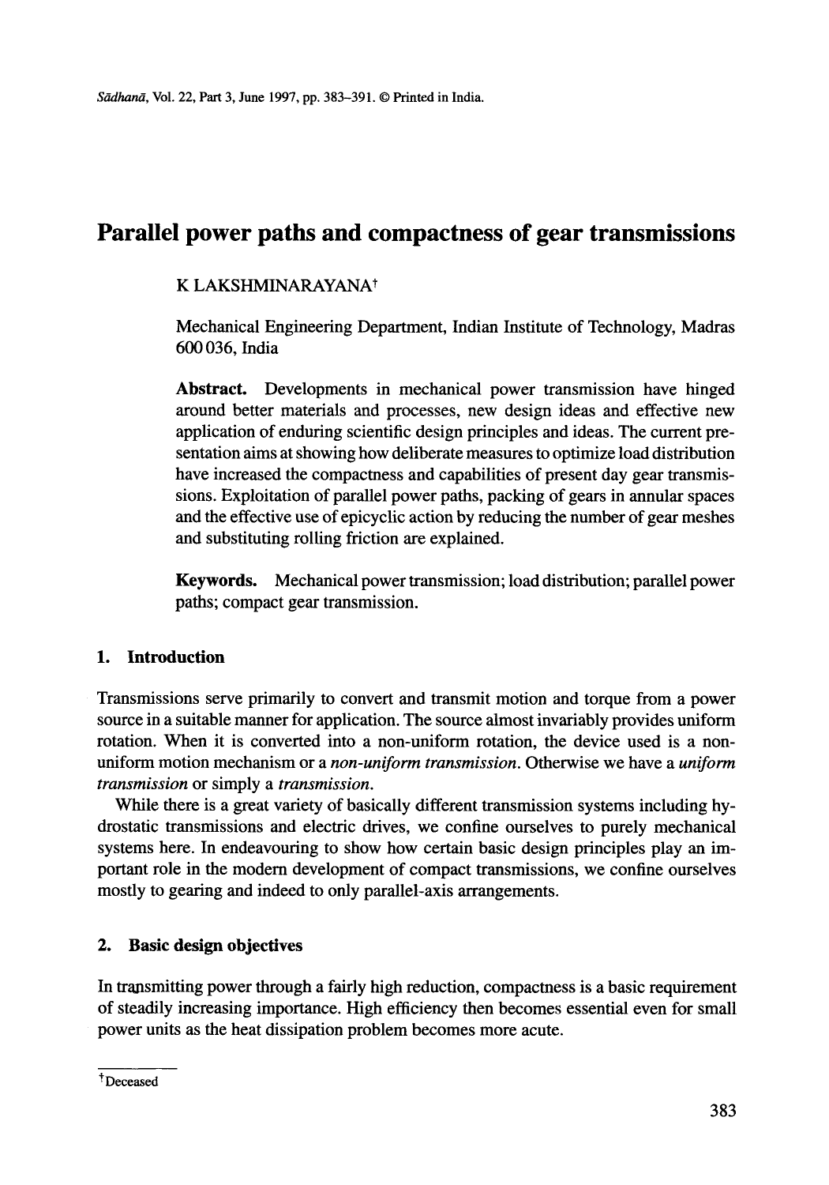# Parallel power paths and compactness of gear transmissions

K LAKSHMINARAYANA[†]

Mechanical Engineering Department, Indian Institute of Technology, Madras 600 036, India

**Abstract.** Developments in mechanical power transmission have hinged around better materials and processes, new design ideas and effective new application of enduring scientific design principles and ideas. The current presentation aims at showing how deliberate measures to optimize load distribution have increased the compactness and capabilities of present day gear transmissions. Exploitation of parallel power paths, packing of gears in annular spaces and the effective use of epicyclic action by reducing the number of gear meshes and substituting rolling friction are explained.

**Keywords.** Mechanical power transmission; load distribution; parallel power paths; compact gear transmission.

## 1. Introduction

Transmissions serve primarily to convert and transmit motion and torque from a power source in a suitable manner for application. The source almost invariably provides uniform rotation. When it is converted into a non-uniform rotation, the device used is a non-uniform motion mechanism or a *non-uniform transmission*. Otherwise we have a *uniform transmission* or simply a *transmission*.

While there is a great variety of basically different transmission systems including hydrostatic transmissions and electric drives, we confine ourselves to purely mechanical systems here. In endeavouring to show how certain basic design principles play an important role in the modern development of compact transmissions, we confine ourselves mostly to gearing and indeed to only parallel-axis arrangements.

## 2. Basic design objectives

In transmitting power through a fairly high reduction, compactness is a basic requirement of steadily increasing importance. High efficiency then becomes essential even for small power units as the heat dissipation problem becomes more acute.

[†] Deceased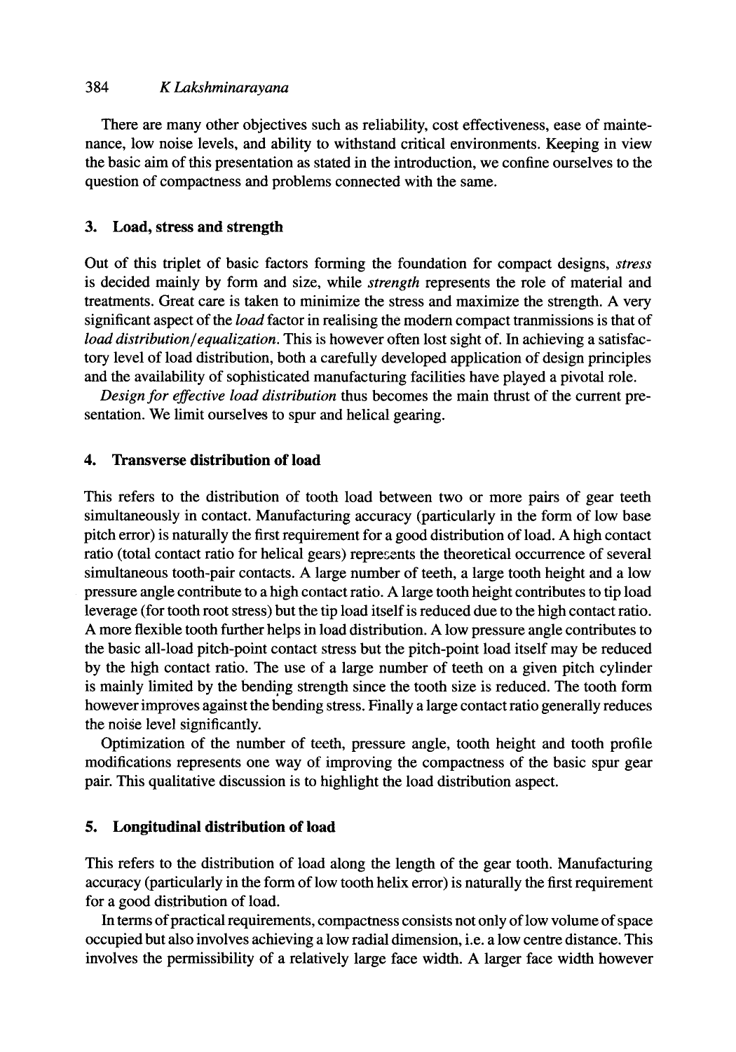There are many other objectives such as reliability, cost effectiveness, ease of maintenance, low noise levels, and ability to withstand critical environments. Keeping in view the basic aim of this presentation as stated in the introduction, we confine ourselves to the question of compactness and problems connected with the same.

## 3. Load, stress and strength

Out of this triplet of basic factors forming the foundation for compact designs, *stress* is decided mainly by form and size, while *strength* represents the role of material and treatments. Great care is taken to minimize the stress and maximize the strength. A very significant aspect of the *load* factor in realising the modern compact tranmissions is that of *load distribution/equalization*. This is however often lost sight of. In achieving a satisfactory level of load distribution, both a carefully developed application of design principles and the availability of sophisticated manufacturing facilities have played a pivotal role.

*Design for effective load distribution* thus becomes the main thrust of the current presentation. We limit ourselves to spur and helical gearing.

## 4. Transverse distribution of load

This refers to the distribution of tooth load between two or more pairs of gear teeth simultaneously in contact. Manufacturing accuracy (particularly in the form of low base pitch error) is naturally the first requirement for a good distribution of load. A high contact ratio (total contact ratio for helical gears) represents the theoretical occurrence of several simultaneous tooth-pair contacts. A large number of teeth, a large tooth height and a low pressure angle contribute to a high contact ratio. A large tooth height contributes to tip load leverage (for tooth root stress) but the tip load itself is reduced due to the high contact ratio. A more flexible tooth further helps in load distribution. A low pressure angle contributes to the basic all-load pitch-point contact stress but the pitch-point load itself may be reduced by the high contact ratio. The use of a large number of teeth on a given pitch cylinder is mainly limited by the bending strength since the tooth size is reduced. The tooth form however improves against the bending stress. Finally a large contact ratio generally reduces the noise level significantly.

Optimization of the number of teeth, pressure angle, tooth height and tooth profile modifications represents one way of improving the compactness of the basic spur gear pair. This qualitative discussion is to highlight the load distribution aspect.

## 5. Longitudinal distribution of load

This refers to the distribution of load along the length of the gear tooth. Manufacturing accuracy (particularly in the form of low tooth helix error) is naturally the first requirement for a good distribution of load.

In terms of practical requirements, compactness consists not only of low volume of space occupied but also involves achieving a low radial dimension, i.e. a low centre distance. This involves the permissibility of a relatively large face width. A larger face width however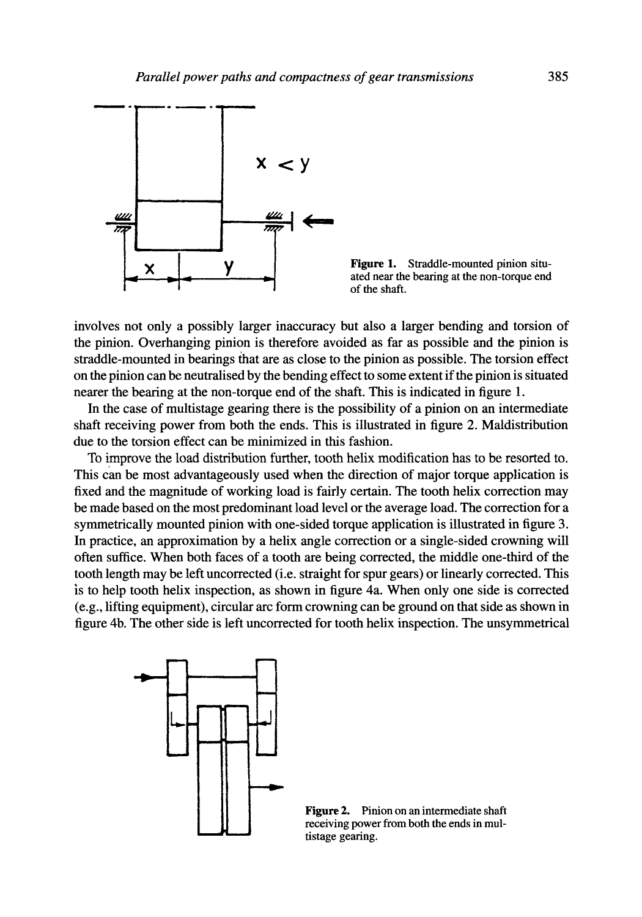Figure 1. Straddle-mounted pinion situated near the bearing at the non-torque end of the shaft.

involves not only a possibly larger inaccuracy but also a larger bending and torsion of the pinion. Overhanging pinion is therefore avoided as far as possible and the pinion is straddle-mounted in bearings that are as close to the pinion as possible. The torsion effect on the pinion can be neutralised by the bending effect to some extent if the pinion is situated nearer the bearing at the non-torque end of the shaft. This is indicated in figure 1.

In the case of multistage gearing there is the possibility of a pinion on an intermediate shaft receiving power from both the ends. This is illustrated in figure 2. Maldistribution due to the torsion effect can be minimized in this fashion.

To improve the load distribution further, tooth helix modification has to be resorted to. This can be most advantageously used when the direction of major torque application is fixed and the magnitude of working load is fairly certain. The tooth helix correction may be made based on the most predominant load level or the average load. The correction for a symmetrically mounted pinion with one-sided torque application is illustrated in figure 3. In practice, an approximation by a helix angle correction or a single-sided crowning will often suffice. When both faces of a tooth are being corrected, the middle one-third of the tooth length may be left uncorrected (i.e. straight for spur gears) or linearly corrected. This is to help tooth helix inspection, as shown in figure 4a. When only one side is corrected (e.g., lifting equipment), circular arc form crowning can be ground on that side as shown in figure 4b. The other side is left uncorrected for tooth helix inspection. The unsymmetrical

Figure 2. Pinion on an intermediate shaft receiving power from both the ends in multistage gearing.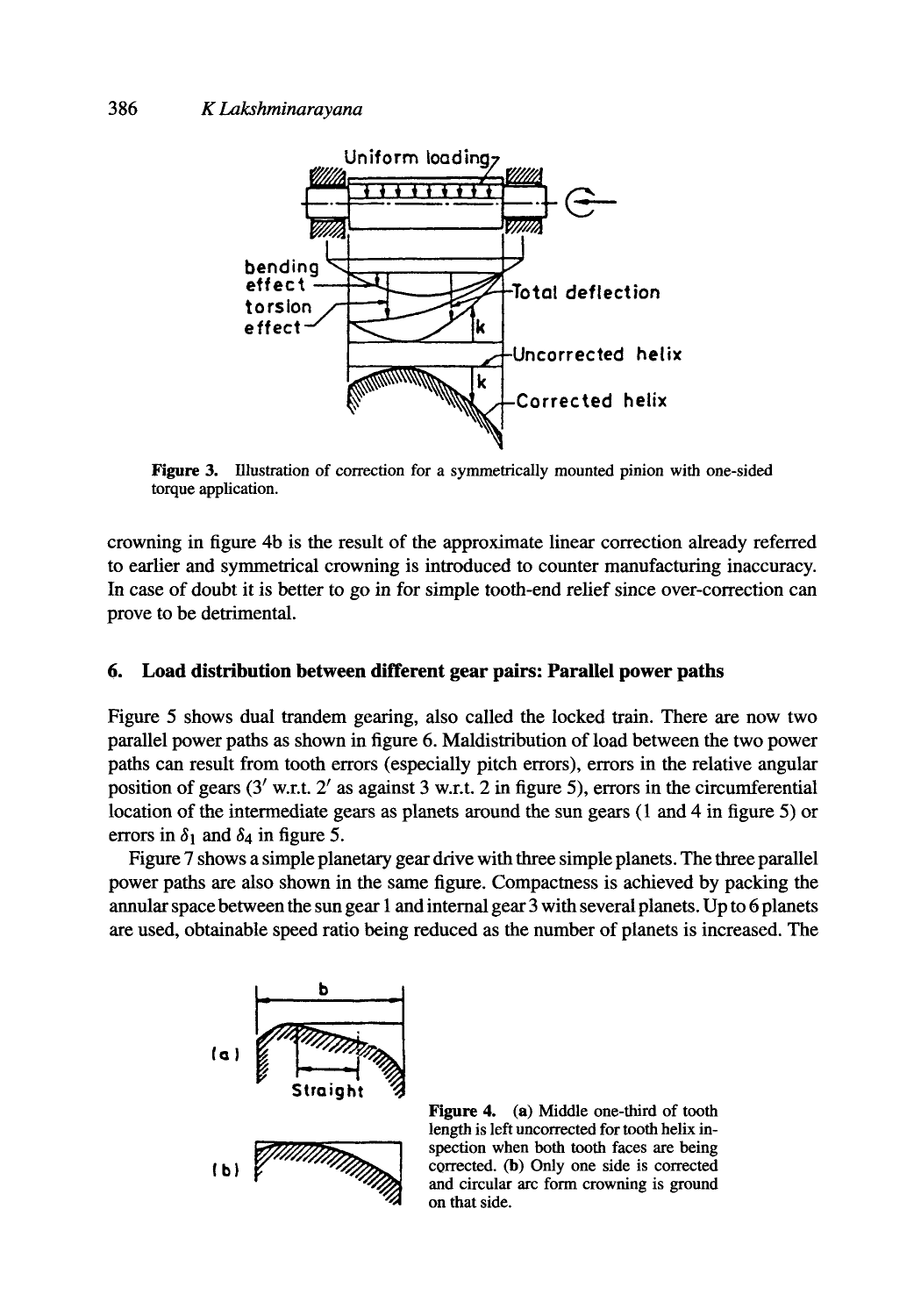Figure 3. Illustration of correction for a symmetrically mounted pinion with one-sided torque application.

crowning in figure 4b is the result of the approximate linear correction already referred to earlier and symmetrical crowning is introduced to counter manufacturing inaccuracy. In case of doubt it is better to go in for simple tooth-end relief since over-correction can prove to be detrimental.

## 6. Load distribution between different gear pairs: Parallel power paths

Figure 5 shows dual trandem gearing, also called the locked train. There are now two parallel power paths as shown in figure 6. Maldistribution of load between the two power paths can result from tooth errors (especially pitch errors), errors in the relative angular position of gears ($3'$ w.r.t. $2'$ as against 3 w.r.t. 2 in figure 5), errors in the circumferential location of the intermediate gears as planets around the sun gears (1 and 4 in figure 5) or errors in $\delta_1$ and $\delta_4$ in figure 5.

Figure 7 shows a simple planetary gear drive with three simple planets. The three parallel power paths are also shown in the same figure. Compactness is achieved by packing the annular space between the sun gear 1 and internal gear 3 with several planets. Up to 6 planets are used, obtainable speed ratio being reduced as the number of planets is increased. The

Figure 4. (a) Middle one-third of tooth length is left uncorrected for tooth helix inspection when both tooth faces are being corrected. (b) Only one side is corrected and circular arc form crowning is ground on that side.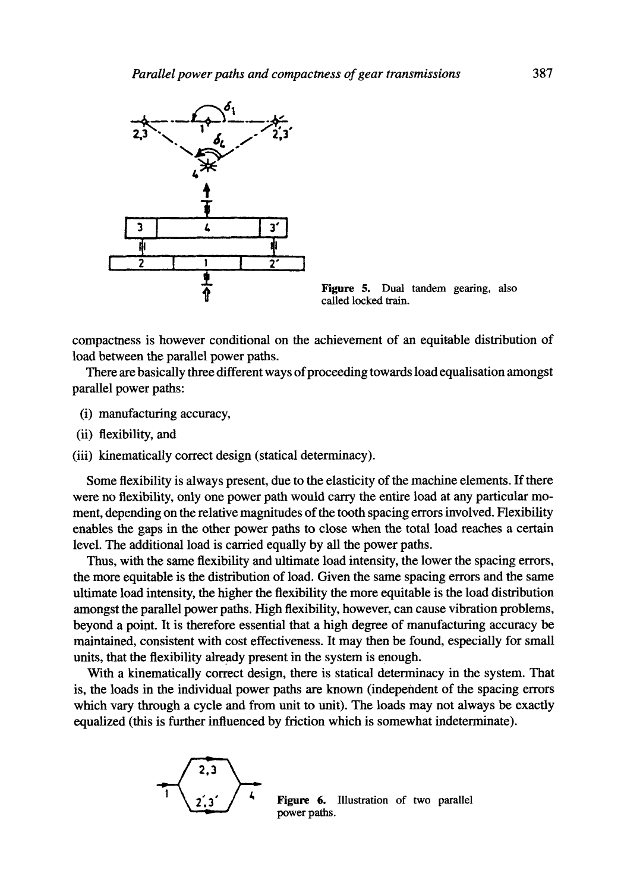Figure 5. Dual tandem gearing, also called locked train.

compactness is however conditional on the achievement of an equitable distribution of load between the parallel power paths.

There are basically three different ways of proceeding towards load equalisation amongst parallel power paths:

(i) manufacturing accuracy,

(ii) flexibility, and

(iii) kinematically correct design (statical determinacy).

Some flexibility is always present, due to the elasticity of the machine elements. If there were no flexibility, only one power path would carry the entire load at any particular moment, depending on the relative magnitudes of the tooth spacing errors involved. Flexibility enables the gaps in the other power paths to close when the total load reaches a certain level. The additional load is carried equally by all the power paths.

Thus, with the same flexibility and ultimate load intensity, the lower the spacing errors, the more equitable is the distribution of load. Given the same spacing errors and the same ultimate load intensity, the higher the flexibility the more equitable is the load distribution amongst the parallel power paths. High flexibility, however, can cause vibration problems, beyond a point. It is therefore essential that a high degree of manufacturing accuracy be maintained, consistent with cost effectiveness. It may then be found, especially for small units, that the flexibility already present in the system is enough.

With a kinematically correct design, there is statical determinacy in the system. That is, the loads in the individual power paths are known (independent of the spacing errors which vary through a cycle and from unit to unit). The loads may not always be exactly equalized (this is further influenced by friction which is somewhat indeterminate).

Figure 6. Illustration of two parallel power paths.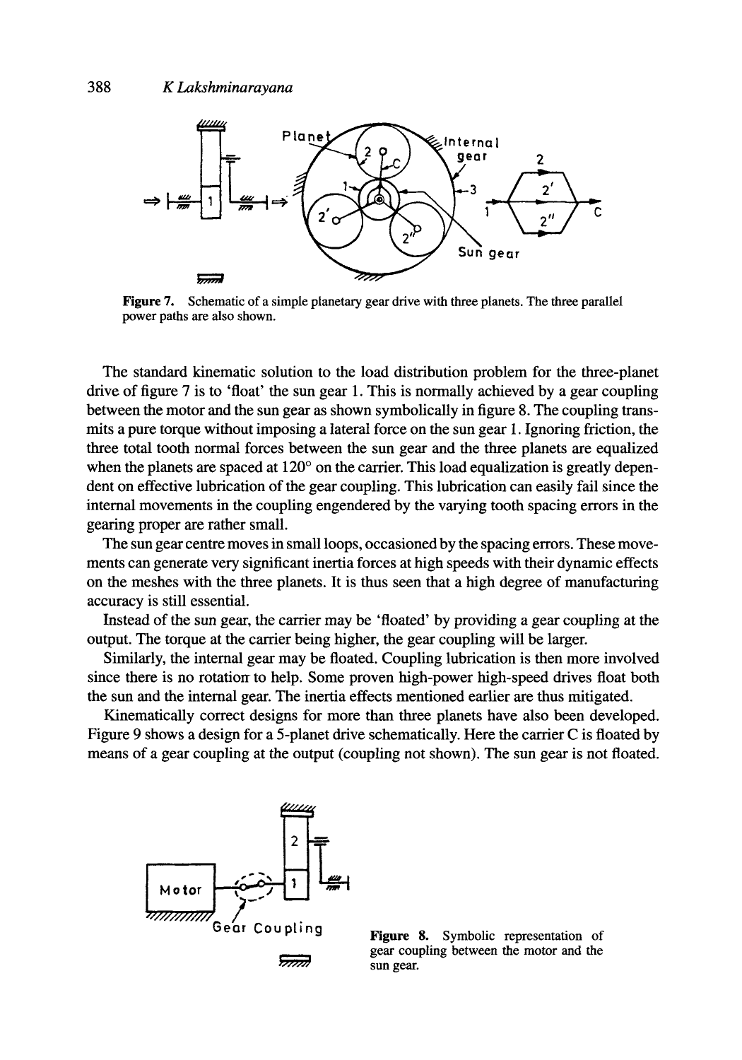**Figure 7.** Schematic of a simple planetary gear drive with three planets. The three parallel power paths are also shown.

The standard kinematic solution to the load distribution problem for the three-planet drive of figure 7 is to 'float' the sun gear 1. This is normally achieved by a gear coupling between the motor and the sun gear as shown symbolically in figure 8. The coupling transmits a pure torque without imposing a lateral force on the sun gear 1. Ignoring friction, the three total tooth normal forces between the sun gear and the three planets are equalized when the planets are spaced at 120° on the carrier. This load equalization is greatly dependent on effective lubrication of the gear coupling. This lubrication can easily fail since the internal movements in the coupling engendered by the varying tooth spacing errors in the gearing proper are rather small.

The sun gear centre moves in small loops, occasioned by the spacing errors. These movements can generate very significant inertia forces at high speeds with their dynamic effects on the meshes with the three planets. It is thus seen that a high degree of manufacturing accuracy is still essential.

Instead of the sun gear, the carrier may be 'floated' by providing a gear coupling at the output. The torque at the carrier being higher, the gear coupling will be larger.

Similarly, the internal gear may be floated. Coupling lubrication is then more involved since there is no rotation to help. Some proven high-power high-speed drives float both the sun and the internal gear. The inertia effects mentioned earlier are thus mitigated.

Kinematically correct designs for more than three planets have also been developed. Figure 9 shows a design for a 5-planet drive schematically. Here the carrier C is floated by means of a gear coupling at the output (coupling not shown). The sun gear is not floated.

**Figure 8.** Symbolic representation of gear coupling between the motor and the sun gear.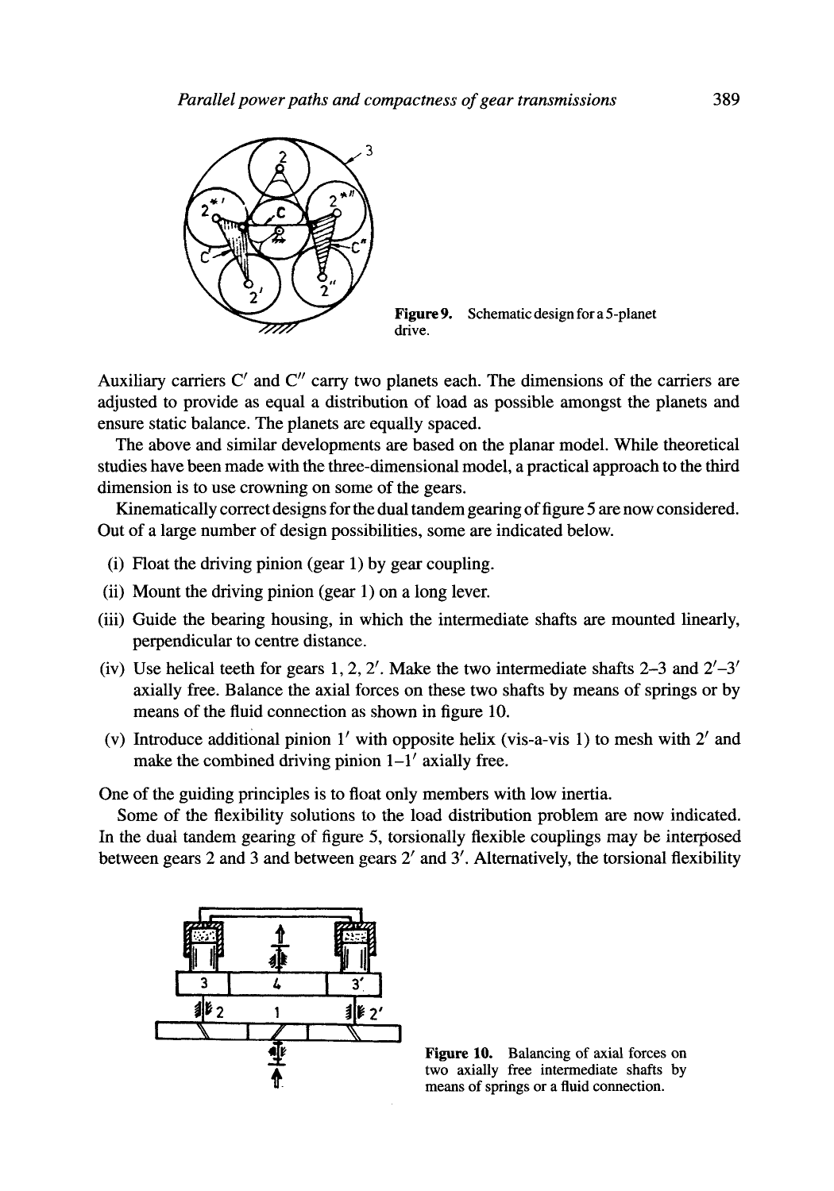Figure 9. Schematic design for a 5-planet drive.

Auxiliary carriers C′ and C″ carry two planets each. The dimensions of the carriers are adjusted to provide as equal a distribution of load as possible amongst the planets and ensure static balance. The planets are equally spaced.

The above and similar developments are based on the planar model. While theoretical studies have been made with the three-dimensional model, a practical approach to the third dimension is to use crowning on some of the gears.

Kinematically correct designs for the dual tandem gearing of figure 5 are now considered. Out of a large number of design possibilities, some are indicated below.

(i) Float the driving pinion (gear 1) by gear coupling.
(ii) Mount the driving pinion (gear 1) on a long lever.
(iii) Guide the bearing housing, in which the intermediate shafts are mounted linearly, perpendicular to centre distance.
(iv) Use helical teeth for gears 1, 2, 2′. Make the two intermediate shafts 2–3 and 2′–3′ axially free. Balance the axial forces on these two shafts by means of springs or by means of the fluid connection as shown in figure 10.
(v) Introduce additional pinion 1′ with opposite helix (vis-a-vis 1) to mesh with 2′ and make the combined driving pinion 1–1′ axially free.

One of the guiding principles is to float only members with low inertia.

Some of the flexibility solutions to the load distribution problem are now indicated. In the dual tandem gearing of figure 5, torsionally flexible couplings may be interposed between gears 2 and 3 and between gears 2′ and 3′. Alternatively, the torsional flexibility

Figure 10. Balancing of axial forces on two axially free intermediate shafts by means of springs or a fluid connection.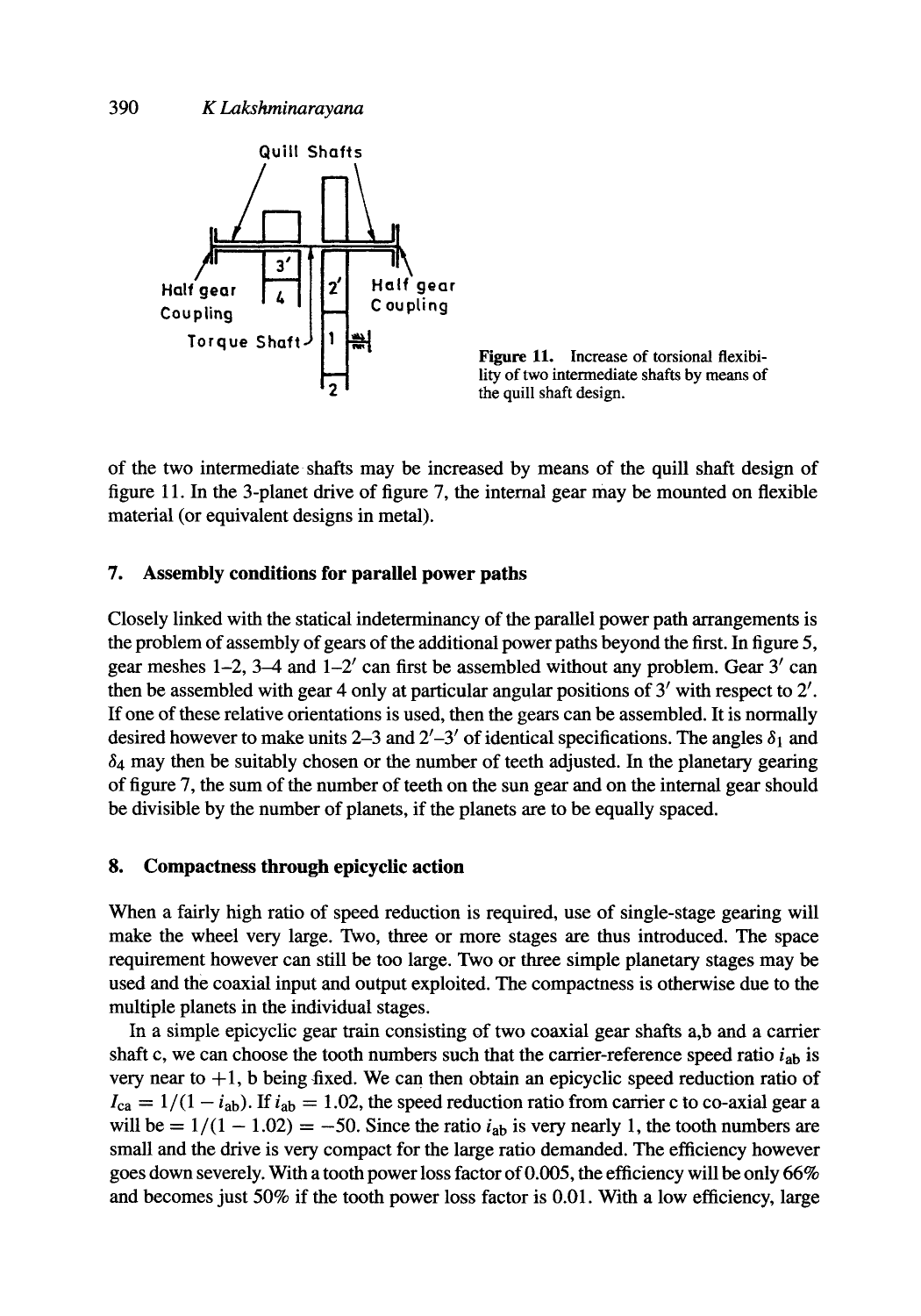Quill Shafts

Half gear Coupling

Half gear Coupling

Torque Shaft

**Figure 11.** Increase of torsional flexibility of two intermediate shafts by means of the quill shaft design.

of the two intermediate shafts may be increased by means of the quill shaft design of figure 11. In the 3-planet drive of figure 7, the internal gear may be mounted on flexible material (or equivalent designs in metal).

## 7. Assembly conditions for parallel power paths

Closely linked with the statical indeterminancy of the parallel power path arrangements is the problem of assembly of gears of the additional power paths beyond the first. In figure 5, gear meshes 1–2, 3–4 and 1–2′ can first be assembled without any problem. Gear 3′ can then be assembled with gear 4 only at particular angular positions of 3′ with respect to 2′. If one of these relative orientations is used, then the gears can be assembled. It is normally desired however to make units 2–3 and 2′–3′ of identical specifications. The angles $\delta_1$ and $\delta_4$ may then be suitably chosen or the number of teeth adjusted. In the planetary gearing of figure 7, the sum of the number of teeth on the sun gear and on the internal gear should be divisible by the number of planets, if the planets are to be equally spaced.

## 8. Compactness through epicyclic action

When a fairly high ratio of speed reduction is required, use of single-stage gearing will make the wheel very large. Two, three or more stages are thus introduced. The space requirement however can still be too large. Two or three simple planetary stages may be used and the coaxial input and output exploited. The compactness is otherwise due to the multiple planets in the individual stages.

In a simple epicyclic gear train consisting of two coaxial gear shafts a,b and a carrier shaft c, we can choose the tooth numbers such that the carrier-reference speed ratio $i_{ab}$ is very near to $+1$, b being fixed. We can then obtain an epicyclic speed reduction ratio of $I_{ca} = 1/(1 - i_{ab})$. If $i_{ab} = 1.02$, the speed reduction ratio from carrier c to co-axial gear a will be $= 1/(1 - 1.02) = -50$. Since the ratio $i_{ab}$ is very nearly 1, the tooth numbers are small and the drive is very compact for the large ratio demanded. The efficiency however goes down severely. With a tooth power loss factor of 0.005, the efficiency will be only 66% and becomes just 50% if the tooth power loss factor is 0.01. With a low efficiency, large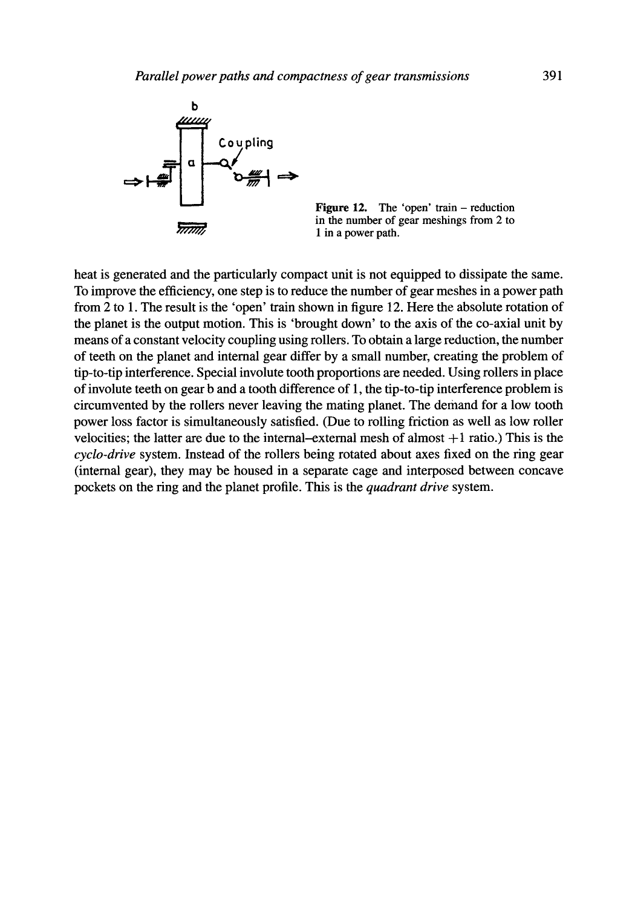b

Coupling

a

Figure 12. The 'open' train – reduction in the number of gear meshings from 2 to 1 in a power path.

heat is generated and the particularly compact unit is not equipped to dissipate the same. To improve the efficiency, one step is to reduce the number of gear meshes in a power path from 2 to 1. The result is the 'open' train shown in figure 12. Here the absolute rotation of the planet is the output motion. This is 'brought down' to the axis of the co-axial unit by means of a constant velocity coupling using rollers. To obtain a large reduction, the number of teeth on the planet and internal gear differ by a small number, creating the problem of tip-to-tip interference. Special involute tooth proportions are needed. Using rollers in place of involute teeth on gear b and a tooth difference of 1, the tip-to-tip interference problem is circumvented by the rollers never leaving the mating planet. The demand for a low tooth power loss factor is simultaneously satisfied. (Due to rolling friction as well as low roller velocities; the latter are due to the internal–external mesh of almost $+1$ ratio.) This is the *cyclo-drive* system. Instead of the rollers being rotated about axes fixed on the ring gear (internal gear), they may be housed in a separate cage and interposed between concave pockets on the ring and the planet profile. This is the *quadrant drive* system.